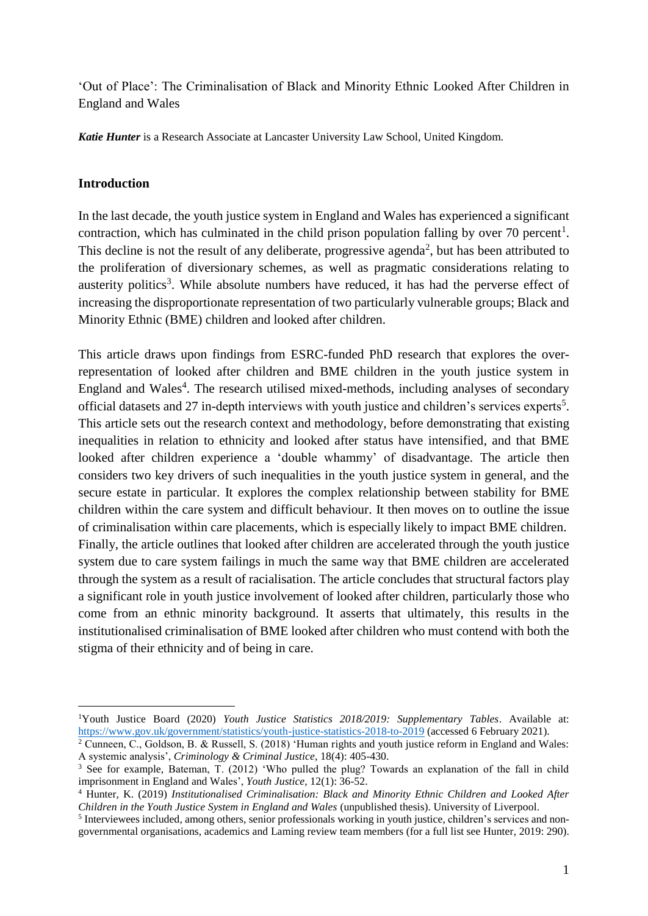‘Out of Place’: The Criminalisation of Black and Minority Ethnic Looked After Children in England and Wales

***Katie Hunter*** is a Research Associate at Lancaster University Law School, United Kingdom.

## Introduction

In the last decade, the youth justice system in England and Wales has experienced a significant contraction, which has culminated in the child prison population falling by over 70 percent[1]. This decline is not the result of any deliberate, progressive agenda[2], but has been attributed to the proliferation of diversionary schemes, as well as pragmatic considerations relating to austerity politics[3]. While absolute numbers have reduced, it has had the perverse effect of increasing the disproportionate representation of two particularly vulnerable groups; Black and Minority Ethnic (BME) children and looked after children.

This article draws upon findings from ESRC-funded PhD research that explores the over-representation of looked after children and BME children in the youth justice system in England and Wales[4]. The research utilised mixed-methods, including analyses of secondary official datasets and 27 in-depth interviews with youth justice and children’s services experts[5]. This article sets out the research context and methodology, before demonstrating that existing inequalities in relation to ethnicity and looked after status have intensified, and that BME looked after children experience a ‘double whammy’ of disadvantage. The article then considers two key drivers of such inequalities in the youth justice system in general, and the secure estate in particular. It explores the complex relationship between stability for BME children within the care system and difficult behaviour. It then moves on to outline the issue of criminalisation within care placements, which is especially likely to impact BME children. Finally, the article outlines that looked after children are accelerated through the youth justice system due to care system failings in much the same way that BME children are accelerated through the system as a result of racialisation. The article concludes that structural factors play a significant role in youth justice involvement of looked after children, particularly those who come from an ethnic minority background. It asserts that ultimately, this results in the institutionalised criminalisation of BME looked after children who must contend with both the stigma of their ethnicity and of being in care.

---

[1] Youth Justice Board (2020) *Youth Justice Statistics 2018/2019: Supplementary Tables*. Available at: https://www.gov.uk/government/statistics/youth-justice-statistics-2018-to-2019 (accessed 6 February 2021).

[2] Cunneen, C., Goldson, B. & Russell, S. (2018) ‘Human rights and youth justice reform in England and Wales: A systemic analysis’, *Criminology & Criminal Justice*, 18(4): 405-430.

[3] See for example, Bateman, T. (2012) ‘Who pulled the plug? Towards an explanation of the fall in child imprisonment in England and Wales’, *Youth Justice*, 12(1): 36-52.

[4] Hunter, K. (2019) *Institutionalised Criminalisation: Black and Minority Ethnic Children and Looked After Children in the Youth Justice System in England and Wales* (unpublished thesis). University of Liverpool.

[5] Interviewees included, among others, senior professionals working in youth justice, children’s services and non-governmental organisations, academics and Laming review team members (for a full list see Hunter, 2019: 290).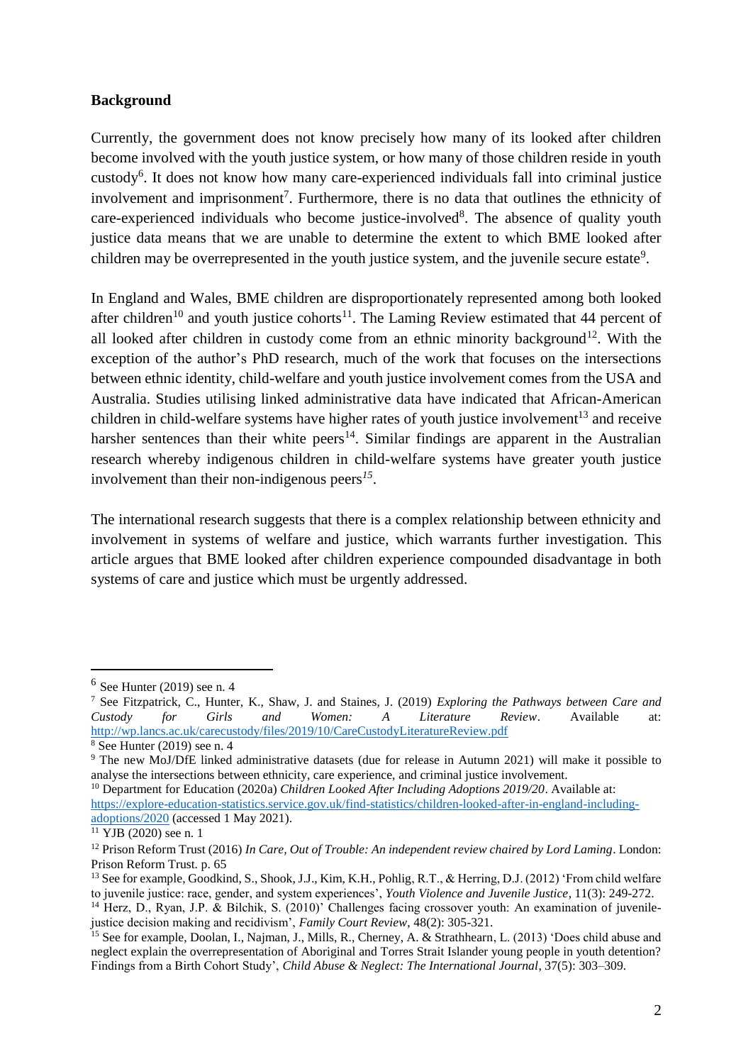**Background**

Currently, the government does not know precisely how many of its looked after children become involved with the youth justice system, or how many of those children reside in youth custody[6]. It does not know how many care-experienced individuals fall into criminal justice involvement and imprisonment[7]. Furthermore, there is no data that outlines the ethnicity of care-experienced individuals who become justice-involved[8]. The absence of quality youth justice data means that we are unable to determine the extent to which BME looked after children may be overrepresented in the youth justice system, and the juvenile secure estate[9].

In England and Wales, BME children are disproportionately represented among both looked after children[10] and youth justice cohorts[11]. The Laming Review estimated that 44 percent of all looked after children in custody come from an ethnic minority background[12]. With the exception of the author's PhD research, much of the work that focuses on the intersections between ethnic identity, child-welfare and youth justice involvement comes from the USA and Australia. Studies utilising linked administrative data have indicated that African-American children in child-welfare systems have higher rates of youth justice involvement[13] and receive harsher sentences than their white peers[14]. Similar findings are apparent in the Australian research whereby indigenous children in child-welfare systems have greater youth justice involvement than their non-indigenous peers[15].

The international research suggests that there is a complex relationship between ethnicity and involvement in systems of welfare and justice, which warrants further investigation. This article argues that BME looked after children experience compounded disadvantage in both systems of care and justice which must be urgently addressed.

---

[6] See Hunter (2019) see n. 4

[7] See Fitzpatrick, C., Hunter, K., Shaw, J. and Staines, J. (2019) *Exploring the Pathways between Care and Custody for Girls and Women: A Literature Review*. Available at: http://wp.lancs.ac.uk/carecustody/files/2019/10/CareCustodyLiteratureReview.pdf

[8] See Hunter (2019) see n. 4

[9] The new MoJ/DfE linked administrative datasets (due for release in Autumn 2021) will make it possible to analyse the intersections between ethnicity, care experience, and criminal justice involvement.

[10] Department for Education (2020a) *Children Looked After Including Adoptions 2019/20*. Available at: https://explore-education-statistics.service.gov.uk/find-statistics/children-looked-after-in-england-including-adoptions/2020 (accessed 1 May 2021).

[11] YJB (2020) see n. 1

[12] Prison Reform Trust (2016) *In Care, Out of Trouble: An independent review chaired by Lord Laming*. London: Prison Reform Trust. p. 65

[13] See for example, Goodkind, S., Shook, J.J., Kim, K.H., Pohlig, R.T., & Herring, D.J. (2012) 'From child welfare to juvenile justice: race, gender, and system experiences', *Youth Violence and Juvenile Justice*, 11(3): 249-272.

[14] Herz, D., Ryan, J.P. & Bilchik, S. (2010)' Challenges facing crossover youth: An examination of juvenile-justice decision making and recidivism', *Family Court Review*, 48(2): 305-321.

[15] See for example, Doolan, I., Najman, J., Mills, R., Cherney, A. & Strathhearn, L. (2013) 'Does child abuse and neglect explain the overrepresentation of Aboriginal and Torres Strait Islander young people in youth detention? Findings from a Birth Cohort Study', *Child Abuse & Neglect: The International Journal*, 37(5): 303–309.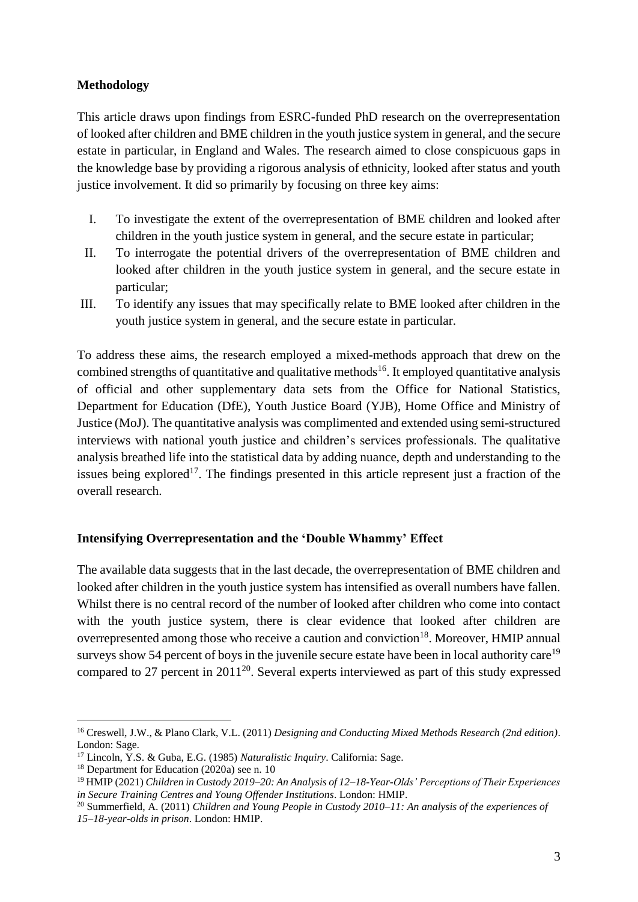## Methodology

This article draws upon findings from ESRC-funded PhD research on the overrepresentation of looked after children and BME children in the youth justice system in general, and the secure estate in particular, in England and Wales. The research aimed to close conspicuous gaps in the knowledge base by providing a rigorous analysis of ethnicity, looked after status and youth justice involvement. It did so primarily by focusing on three key aims:

I. To investigate the extent of the overrepresentation of BME children and looked after children in the youth justice system in general, and the secure estate in particular;
II. To interrogate the potential drivers of the overrepresentation of BME children and looked after children in the youth justice system in general, and the secure estate in particular;
III. To identify any issues that may specifically relate to BME looked after children in the youth justice system in general, and the secure estate in particular.

To address these aims, the research employed a mixed-methods approach that drew on the combined strengths of quantitative and qualitative methods[16]. It employed quantitative analysis of official and other supplementary data sets from the Office for National Statistics, Department for Education (DfE), Youth Justice Board (YJB), Home Office and Ministry of Justice (MoJ). The quantitative analysis was complimented and extended using semi-structured interviews with national youth justice and children's services professionals. The qualitative analysis breathed life into the statistical data by adding nuance, depth and understanding to the issues being explored[17]. The findings presented in this article represent just a fraction of the overall research.

## Intensifying Overrepresentation and the 'Double Whammy' Effect

The available data suggests that in the last decade, the overrepresentation of BME children and looked after children in the youth justice system has intensified as overall numbers have fallen. Whilst there is no central record of the number of looked after children who come into contact with the youth justice system, there is clear evidence that looked after children are overrepresented among those who receive a caution and conviction[18]. Moreover, HMIP annual surveys show 54 percent of boys in the juvenile secure estate have been in local authority care[19] compared to 27 percent in 2011[20]. Several experts interviewed as part of this study expressed

---

[16] Creswell, J.W., & Plano Clark, V.L. (2011) *Designing and Conducting Mixed Methods Research (2nd edition)*. London: Sage.

[17] Lincoln, Y.S. & Guba, E.G. (1985) *Naturalistic Inquiry*. California: Sage.

[18] Department for Education (2020a) see n. 10

[19] HMIP (2021) *Children in Custody 2019–20: An Analysis of 12–18-Year-Olds' Perceptions of Their Experiences in Secure Training Centres and Young Offender Institutions*. London: HMIP.

[20] Summerfield, A. (2011) *Children and Young People in Custody 2010–11: An analysis of the experiences of 15–18-year-olds in prison*. London: HMIP.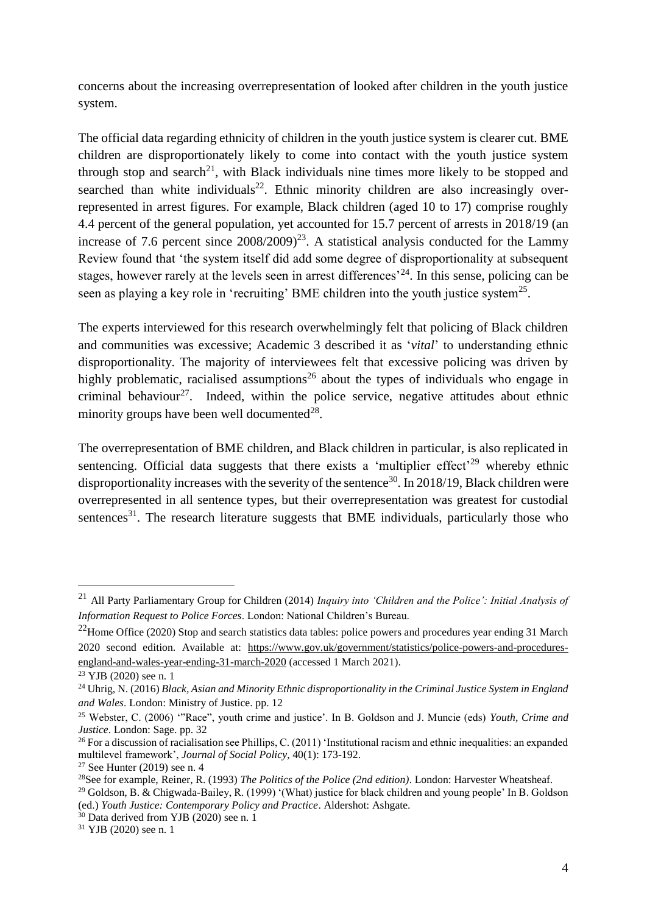concerns about the increasing overrepresentation of looked after children in the youth justice system.

The official data regarding ethnicity of children in the youth justice system is clearer cut. BME children are disproportionately likely to come into contact with the youth justice system through stop and search[21], with Black individuals nine times more likely to be stopped and searched than white individuals[22]. Ethnic minority children are also increasingly over-represented in arrest figures. For example, Black children (aged 10 to 17) comprise roughly 4.4 percent of the general population, yet accounted for 15.7 percent of arrests in 2018/19 (an increase of 7.6 percent since 2008/2009)[23]. A statistical analysis conducted for the Lammy Review found that 'the system itself did add some degree of disproportionality at subsequent stages, however rarely at the levels seen in arrest differences'[24]. In this sense, policing can be seen as playing a key role in 'recruiting' BME children into the youth justice system[25].

The experts interviewed for this research overwhelmingly felt that policing of Black children and communities was excessive; Academic 3 described it as '*vital*' to understanding ethnic disproportionality. The majority of interviewees felt that excessive policing was driven by highly problematic, racialised assumptions[26] about the types of individuals who engage in criminal behaviour[27]. Indeed, within the police service, negative attitudes about ethnic minority groups have been well documented[28].

The overrepresentation of BME children, and Black children in particular, is also replicated in sentencing. Official data suggests that there exists a 'multiplier effect'[29] whereby ethnic disproportionality increases with the severity of the sentence[30]. In 2018/19, Black children were overrepresented in all sentence types, but their overrepresentation was greatest for custodial sentences[31]. The research literature suggests that BME individuals, particularly those who

---

[21] All Party Parliamentary Group for Children (2014) *Inquiry into 'Children and the Police': Initial Analysis of Information Request to Police Forces*. London: National Children's Bureau.

[22] Home Office (2020) Stop and search statistics data tables: police powers and procedures year ending 31 March 2020 second edition. Available at: https://www.gov.uk/government/statistics/police-powers-and-procedures-england-and-wales-year-ending-31-march-2020 (accessed 1 March 2021).

[23] YJB (2020) see n. 1

[24] Uhrig, N. (2016) *Black, Asian and Minority Ethnic disproportionality in the Criminal Justice System in England and Wales*. London: Ministry of Justice. pp. 12

[25] Webster, C. (2006) '"Race", youth crime and justice'. In B. Goldson and J. Muncie (eds) *Youth, Crime and Justice*. London: Sage. pp. 32

[26] For a discussion of racialisation see Phillips, C. (2011) 'Institutional racism and ethnic inequalities: an expanded multilevel framework', *Journal of Social Policy*, 40(1): 173-192.

[27] See Hunter (2019) see n. 4

[28] See for example, Reiner, R. (1993) *The Politics of the Police (2nd edition)*. London: Harvester Wheatsheaf.

[29] Goldson, B. & Chigwada-Bailey, R. (1999) '(What) justice for black children and young people' In B. Goldson (ed.) *Youth Justice: Contemporary Policy and Practice*. Aldershot: Ashgate.

[30] Data derived from YJB (2020) see n. 1

[31] YJB (2020) see n. 1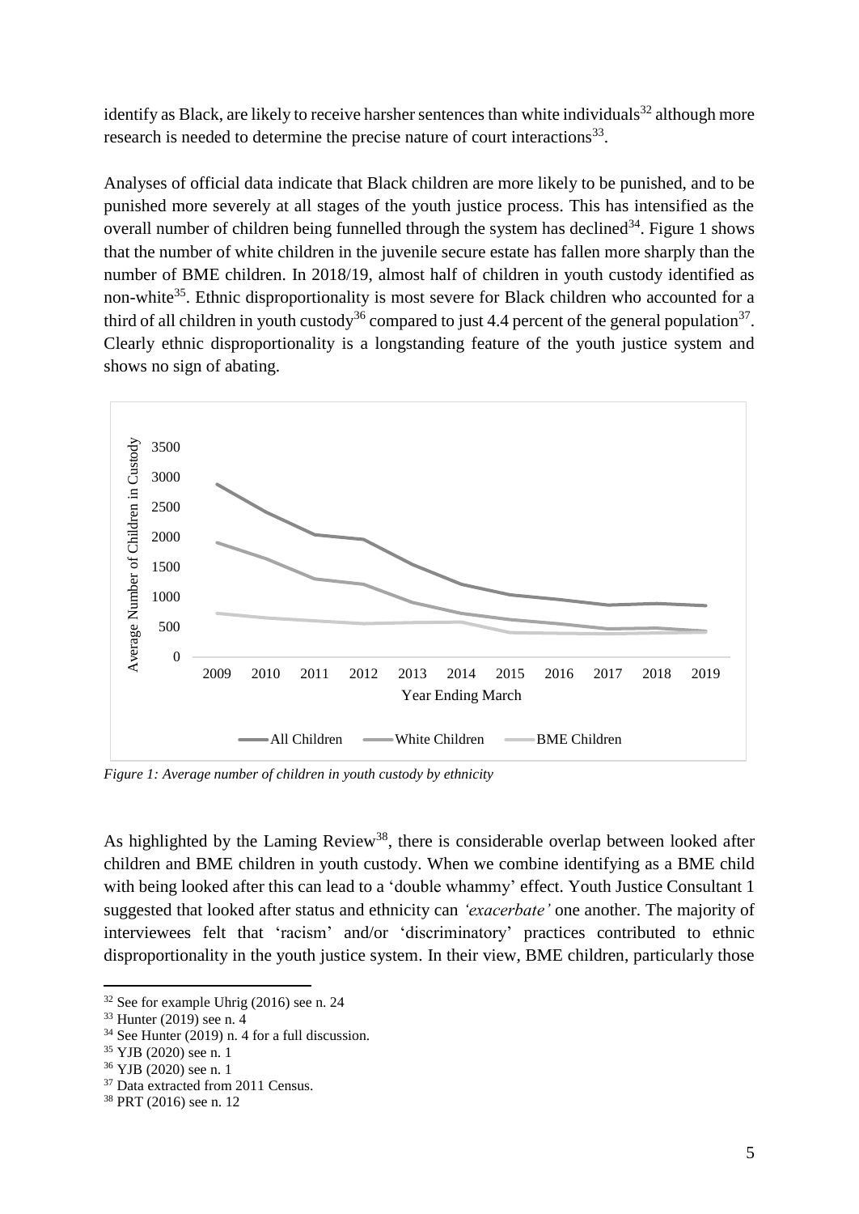identify as Black, are likely to receive harsher sentences than white individuals[32] although more research is needed to determine the precise nature of court interactions[33].

Analyses of official data indicate that Black children are more likely to be punished, and to be punished more severely at all stages of the youth justice process. This has intensified as the overall number of children being funnelled through the system has declined[34]. Figure 1 shows that the number of white children in the juvenile secure estate has fallen more sharply than the number of BME children. In 2018/19, almost half of children in youth custody identified as non-white[35]. Ethnic disproportionality is most severe for Black children who accounted for a third of all children in youth custody[36] compared to just 4.4 percent of the general population[37]. Clearly ethnic disproportionality is a longstanding feature of the youth justice system and shows no sign of abating.

*Figure 1: Average number of children in youth custody by ethnicity*

As highlighted by the Laming Review[38], there is considerable overlap between looked after children and BME children in youth custody. When we combine identifying as a BME child with being looked after this can lead to a 'double whammy' effect. Youth Justice Consultant 1 suggested that looked after status and ethnicity can *'exacerbate'* one another. The majority of interviewees felt that 'racism' and/or 'discriminatory' practices contributed to ethnic disproportionality in the youth justice system. In their view, BME children, particularly those

[32] See for example Uhrig (2016) see n. 24

[33] Hunter (2019) see n. 4

[34] See Hunter (2019) n. 4 for a full discussion.

[35] YJB (2020) see n. 1

[36] YJB (2020) see n. 1

[37] Data extracted from 2011 Census.

[38] PRT (2016) see n. 12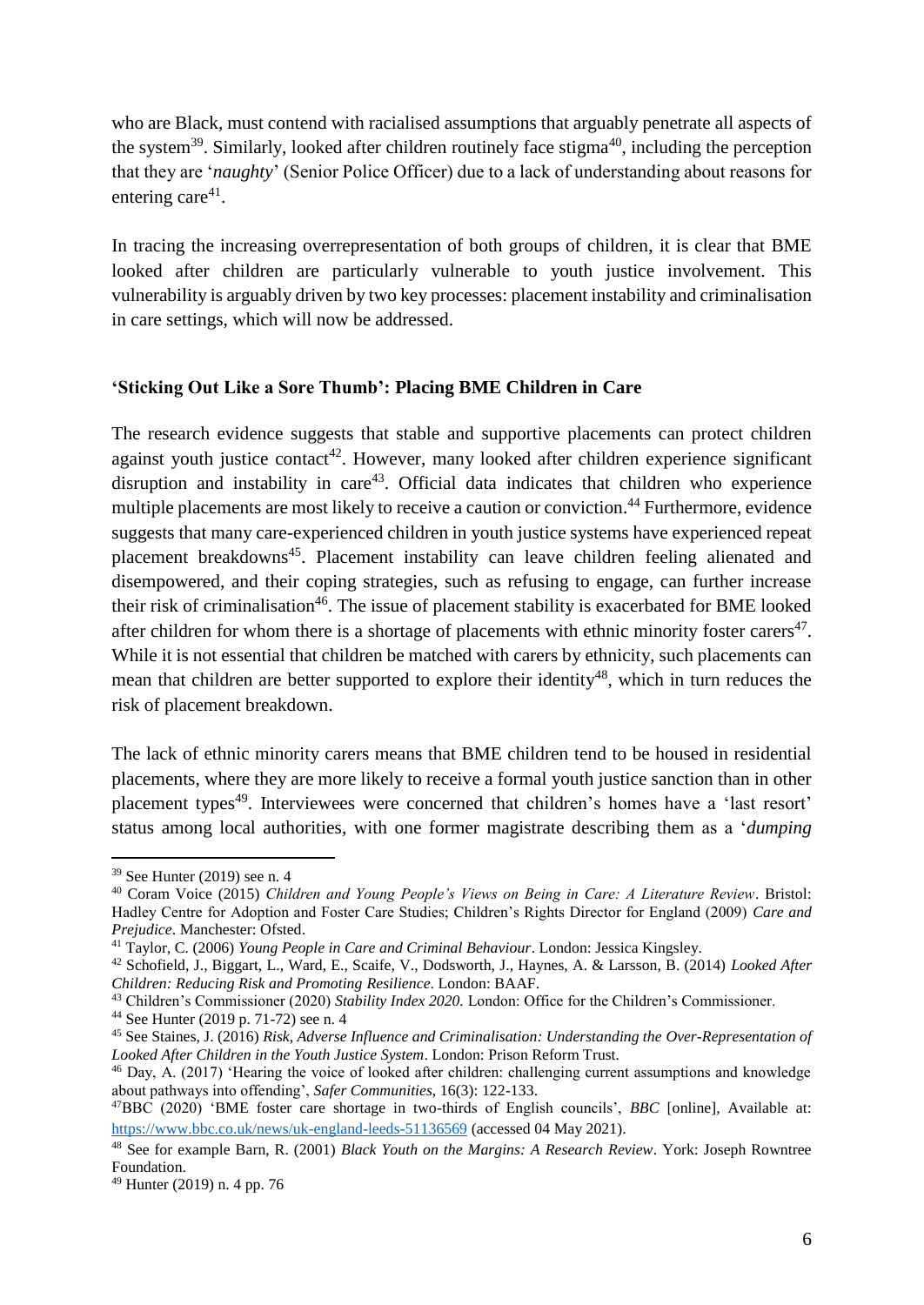who are Black, must contend with racialised assumptions that arguably penetrate all aspects of the system[39]. Similarly, looked after children routinely face stigma[40], including the perception that they are '*naughty*' (Senior Police Officer) due to a lack of understanding about reasons for entering care[41].

In tracing the increasing overrepresentation of both groups of children, it is clear that BME looked after children are particularly vulnerable to youth justice involvement. This vulnerability is arguably driven by two key processes: placement instability and criminalisation in care settings, which will now be addressed.

**'Sticking Out Like a Sore Thumb': Placing BME Children in Care**

The research evidence suggests that stable and supportive placements can protect children against youth justice contact[42]. However, many looked after children experience significant disruption and instability in care[43]. Official data indicates that children who experience multiple placements are most likely to receive a caution or conviction.[44] Furthermore, evidence suggests that many care-experienced children in youth justice systems have experienced repeat placement breakdowns[45]. Placement instability can leave children feeling alienated and disempowered, and their coping strategies, such as refusing to engage, can further increase their risk of criminalisation[46]. The issue of placement stability is exacerbated for BME looked after children for whom there is a shortage of placements with ethnic minority foster carers[47]. While it is not essential that children be matched with carers by ethnicity, such placements can mean that children are better supported to explore their identity[48], which in turn reduces the risk of placement breakdown.

The lack of ethnic minority carers means that BME children tend to be housed in residential placements, where they are more likely to receive a formal youth justice sanction than in other placement types[49]. Interviewees were concerned that children's homes have a 'last resort' status among local authorities, with one former magistrate describing them as a '*dumping*

---

[39] See Hunter (2019) see n. 4

[40] Coram Voice (2015) *Children and Young People's Views on Being in Care: A Literature Review*. Bristol: Hadley Centre for Adoption and Foster Care Studies; Children's Rights Director for England (2009) *Care and Prejudice*. Manchester: Ofsted.

[41] Taylor, C. (2006) *Young People in Care and Criminal Behaviour*. London: Jessica Kingsley.

[42] Schofield, J., Biggart, L., Ward, E., Scaife, V., Dodsworth, J., Haynes, A. & Larsson, B. (2014) *Looked After Children: Reducing Risk and Promoting Resilience*. London: BAAF.

[43] Children's Commissioner (2020) *Stability Index 2020.* London: Office for the Children's Commissioner.

[44] See Hunter (2019 p. 71-72) see n. 4

[45] See Staines, J. (2016) *Risk, Adverse Influence and Criminalisation: Understanding the Over-Representation of Looked After Children in the Youth Justice System*. London: Prison Reform Trust.

[46] Day, A. (2017) 'Hearing the voice of looked after children: challenging current assumptions and knowledge about pathways into offending', *Safer Communities*, 16(3): 122-133.

[47] BBC (2020) 'BME foster care shortage in two-thirds of English councils', *BBC* [online], Available at: https://www.bbc.co.uk/news/uk-england-leeds-51136569 (accessed 04 May 2021).

[48] See for example Barn, R. (2001) *Black Youth on the Margins: A Research Review*. York: Joseph Rowntree Foundation.

[49] Hunter (2019) n. 4 pp. 76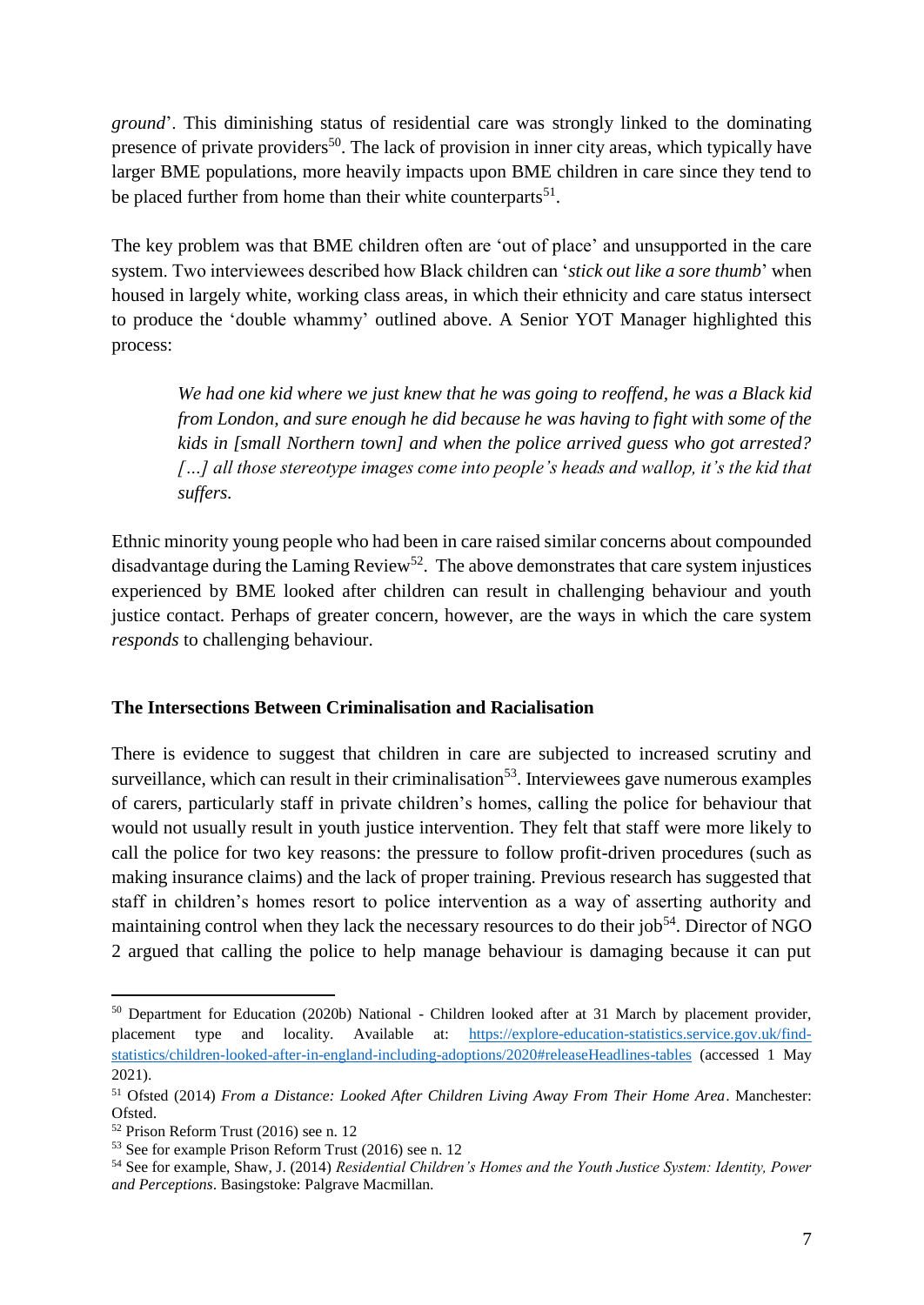*ground*'. This diminishing status of residential care was strongly linked to the dominating presence of private providers[50]. The lack of provision in inner city areas, which typically have larger BME populations, more heavily impacts upon BME children in care since they tend to be placed further from home than their white counterparts[51].

The key problem was that BME children often are 'out of place' and unsupported in the care system. Two interviewees described how Black children can '*stick out like a sore thumb*' when housed in largely white, working class areas, in which their ethnicity and care status intersect to produce the 'double whammy' outlined above. A Senior YOT Manager highlighted this process:

> *We had one kid where we just knew that he was going to reoffend, he was a Black kid from London, and sure enough he did because he was having to fight with some of the kids in [small Northern town] and when the police arrived guess who got arrested? […] all those stereotype images come into people's heads and wallop, it's the kid that suffers.*

Ethnic minority young people who had been in care raised similar concerns about compounded disadvantage during the Laming Review[52]. The above demonstrates that care system injustices experienced by BME looked after children can result in challenging behaviour and youth justice contact. Perhaps of greater concern, however, are the ways in which the care system *responds* to challenging behaviour.

## The Intersections Between Criminalisation and Racialisation

There is evidence to suggest that children in care are subjected to increased scrutiny and surveillance, which can result in their criminalisation[53]. Interviewees gave numerous examples of carers, particularly staff in private children's homes, calling the police for behaviour that would not usually result in youth justice intervention. They felt that staff were more likely to call the police for two key reasons: the pressure to follow profit-driven procedures (such as making insurance claims) and the lack of proper training. Previous research has suggested that staff in children's homes resort to police intervention as a way of asserting authority and maintaining control when they lack the necessary resources to do their job[54]. Director of NGO 2 argued that calling the police to help manage behaviour is damaging because it can put

---

[50] Department for Education (2020b) National - Children looked after at 31 March by placement provider, placement type and locality. Available at: https://explore-education-statistics.service.gov.uk/find-statistics/children-looked-after-in-england-including-adoptions/2020#releaseHeadlines-tables (accessed 1 May 2021).

[51] Ofsted (2014) *From a Distance: Looked After Children Living Away From Their Home Area*. Manchester: Ofsted.

[52] Prison Reform Trust (2016) see n. 12

[53] See for example Prison Reform Trust (2016) see n. 12

[54] See for example, Shaw, J. (2014) *Residential Children's Homes and the Youth Justice System: Identity, Power and Perceptions*. Basingstoke: Palgrave Macmillan.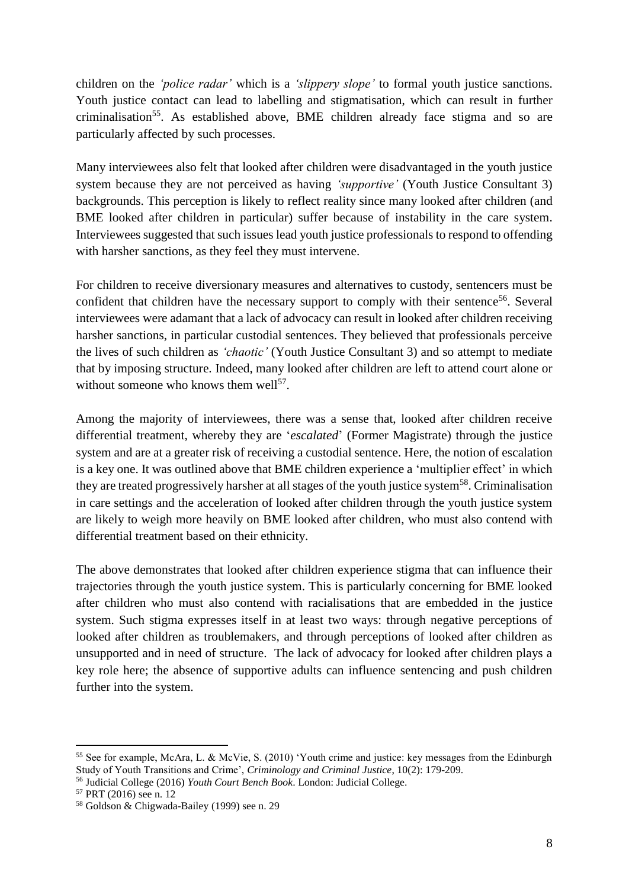children on the *'police radar'* which is a *'slippery slope'* to formal youth justice sanctions. Youth justice contact can lead to labelling and stigmatisation, which can result in further criminalisation[55]. As established above, BME children already face stigma and so are particularly affected by such processes.

Many interviewees also felt that looked after children were disadvantaged in the youth justice system because they are not perceived as having *'supportive'* (Youth Justice Consultant 3) backgrounds. This perception is likely to reflect reality since many looked after children (and BME looked after children in particular) suffer because of instability in the care system. Interviewees suggested that such issues lead youth justice professionals to respond to offending with harsher sanctions, as they feel they must intervene.

For children to receive diversionary measures and alternatives to custody, sentencers must be confident that children have the necessary support to comply with their sentence[56]. Several interviewees were adamant that a lack of advocacy can result in looked after children receiving harsher sanctions, in particular custodial sentences. They believed that professionals perceive the lives of such children as *'chaotic'* (Youth Justice Consultant 3) and so attempt to mediate that by imposing structure. Indeed, many looked after children are left to attend court alone or without someone who knows them well[57].

Among the majority of interviewees, there was a sense that, looked after children receive differential treatment, whereby they are '*escalated*' (Former Magistrate) through the justice system and are at a greater risk of receiving a custodial sentence. Here, the notion of escalation is a key one. It was outlined above that BME children experience a 'multiplier effect' in which they are treated progressively harsher at all stages of the youth justice system[58]. Criminalisation in care settings and the acceleration of looked after children through the youth justice system are likely to weigh more heavily on BME looked after children, who must also contend with differential treatment based on their ethnicity.

The above demonstrates that looked after children experience stigma that can influence their trajectories through the youth justice system. This is particularly concerning for BME looked after children who must also contend with racialisations that are embedded in the justice system. Such stigma expresses itself in at least two ways: through negative perceptions of looked after children as troublemakers, and through perceptions of looked after children as unsupported and in need of structure. The lack of advocacy for looked after children plays a key role here; the absence of supportive adults can influence sentencing and push children further into the system.

---

[55] See for example, McAra, L. & McVie, S. (2010) 'Youth crime and justice: key messages from the Edinburgh Study of Youth Transitions and Crime', *Criminology and Criminal Justice*, 10(2): 179-209.

[56] Judicial College (2016) *Youth Court Bench Book*. London: Judicial College.

[57] PRT (2016) see n. 12

[58] Goldson & Chigwada-Bailey (1999) see n. 29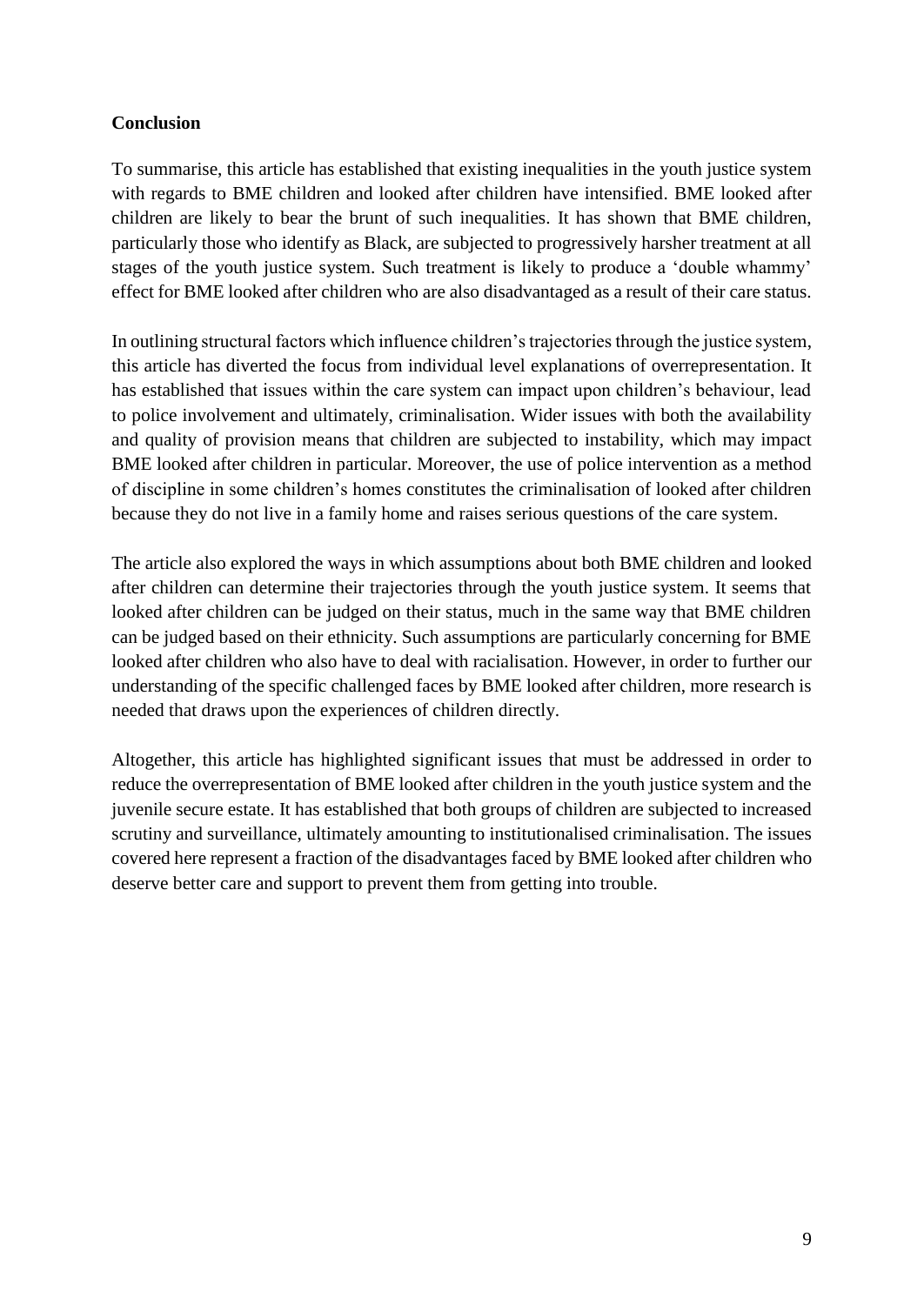**Conclusion**

To summarise, this article has established that existing inequalities in the youth justice system with regards to BME children and looked after children have intensified. BME looked after children are likely to bear the brunt of such inequalities. It has shown that BME children, particularly those who identify as Black, are subjected to progressively harsher treatment at all stages of the youth justice system. Such treatment is likely to produce a 'double whammy' effect for BME looked after children who are also disadvantaged as a result of their care status.

In outlining structural factors which influence children's trajectories through the justice system, this article has diverted the focus from individual level explanations of overrepresentation. It has established that issues within the care system can impact upon children's behaviour, lead to police involvement and ultimately, criminalisation. Wider issues with both the availability and quality of provision means that children are subjected to instability, which may impact BME looked after children in particular. Moreover, the use of police intervention as a method of discipline in some children's homes constitutes the criminalisation of looked after children because they do not live in a family home and raises serious questions of the care system.

The article also explored the ways in which assumptions about both BME children and looked after children can determine their trajectories through the youth justice system. It seems that looked after children can be judged on their status, much in the same way that BME children can be judged based on their ethnicity. Such assumptions are particularly concerning for BME looked after children who also have to deal with racialisation. However, in order to further our understanding of the specific challenged faces by BME looked after children, more research is needed that draws upon the experiences of children directly.

Altogether, this article has highlighted significant issues that must be addressed in order to reduce the overrepresentation of BME looked after children in the youth justice system and the juvenile secure estate. It has established that both groups of children are subjected to increased scrutiny and surveillance, ultimately amounting to institutionalised criminalisation. The issues covered here represent a fraction of the disadvantages faced by BME looked after children who deserve better care and support to prevent them from getting into trouble.